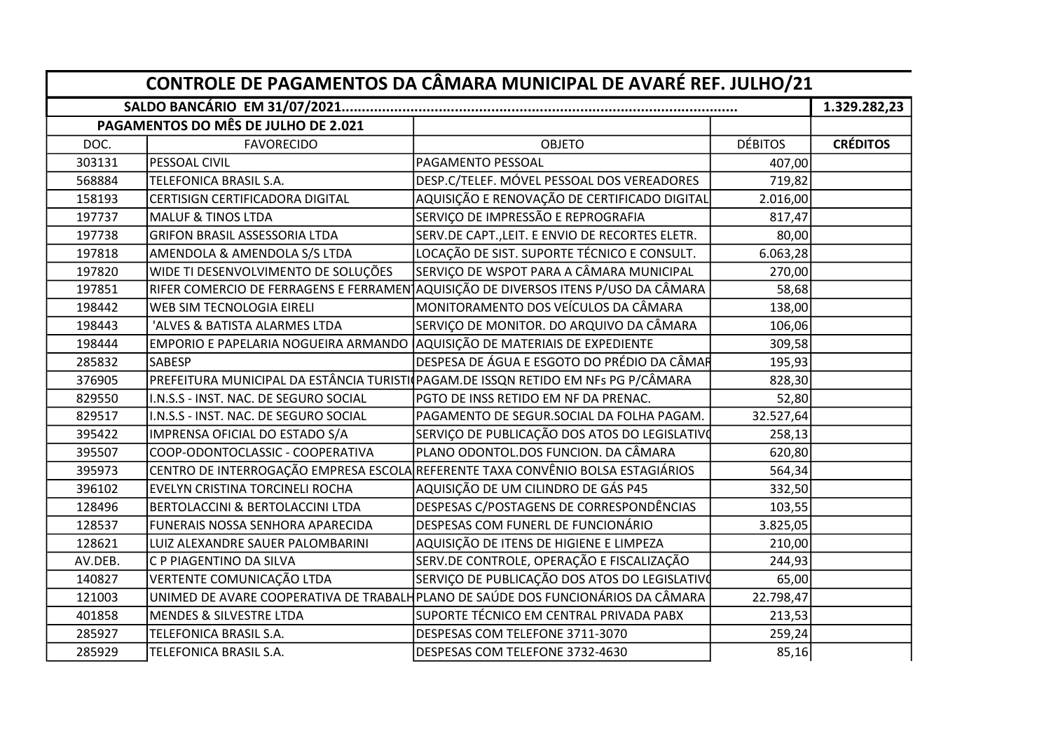| CONTROLE DE PAGAMENTOS DA CÂMARA MUNICIPAL DE AVARÉ REF. JULHO/21 | | | | |
|---|---|---|---|---|
| SALDO BANCÁRIO EM 31/07/2021.................................................................................................... | | | | 1.329.282,23 |
| PAGAMENTOS DO MÊS DE JULHO DE 2.021 | | | | |
| DOC. | FAVORECIDO | OBJETO | DÉBITOS | **CRÉDITOS** |
| 303131 | PESSOAL CIVIL | PAGAMENTO PESSOAL | 407,00 | |
| 568884 | TELEFONICA BRASIL S.A. | DESP.C/TELEF. MÓVEL PESSOAL DOS VEREADORES | 719,82 | |
| 158193 | CERTISIGN CERTIFICADORA DIGITAL | AQUISIÇÃO E RENOVAÇÃO DE CERTIFICADO DIGITAL | 2.016,00 | |
| 197737 | MALUF & TINOS LTDA | SERVIÇO DE IMPRESSÃO E REPROGRAFIA | 817,47 | |
| 197738 | GRIFON BRASIL ASSESSORIA LTDA | SERV.DE CAPT.,LEIT. E ENVIO DE RECORTES ELETR. | 80,00 | |
| 197818 | AMENDOLA & AMENDOLA S/S LTDA | LOCAÇÃO DE SIST. SUPORTE TÉCNICO E CONSULT. | 6.063,28 | |
| 197820 | WIDE TI DESENVOLVIMENTO DE SOLUÇÕES | SERVIÇO DE WSPOT PARA A CÂMARA MUNICIPAL | 270,00 | |
| 197851 | RIFER COMERCIO DE FERRAGENS E FERRAMENT | AQUISIÇÃO DE DIVERSOS ITENS P/USO DA CÂMARA | 58,68 | |
| 198442 | WEB SIM TECNOLOGIA EIRELI | MONITORAMENTO DOS VEÍCULOS DA CÂMARA | 138,00 | |
| 198443 | 'ALVES & BATISTA ALARMES LTDA | SERVIÇO DE MONITOR. DO ARQUIVO DA CÂMARA | 106,06 | |
| 198444 | EMPORIO E PAPELARIA NOGUEIRA ARMANDO | AQUISIÇÃO DE MATERIAIS DE EXPEDIENTE | 309,58 | |
| 285832 | SABESP | DESPESA DE ÁGUA E ESGOTO DO PRÉDIO DA CÂMAR | 195,93 | |
| 376905 | PREFEITURA MUNICIPAL DA ESTÂNCIA TURISTI | PAGAM.DE ISSQN RETIDO EM NFs PG P/CÂMARA | 828,30 | |
| 829550 | I.N.S.S - INST. NAC. DE SEGURO SOCIAL | PGTO DE INSS RETIDO EM NF DA PRENAC. | 52,80 | |
| 829517 | I.N.S.S - INST. NAC. DE SEGURO SOCIAL | PAGAMENTO DE SEGUR.SOCIAL DA FOLHA PAGAM. | 32.527,64 | |
| 395422 | IMPRENSA OFICIAL DO ESTADO S/A | SERVIÇO DE PUBLICAÇÃO DOS ATOS DO LEGISLATIVO | 258,13 | |
| 395507 | COOP-ODONTOCLASSIC - COOPERATIVA | PLANO ODONTOL.DOS FUNCION. DA CÂMARA | 620,80 | |
| 395973 | CENTRO DE INTERROGAÇÃO EMPRESA ESCOLA | REFERENTE TAXA CONVÊNIO BOLSA ESTAGIÁRIOS | 564,34 | |
| 396102 | EVELYN CRISTINA TORCINELI ROCHA | AQUISIÇÃO DE UM CILINDRO DE GÁS P45 | 332,50 | |
| 128496 | BERTOLACCINI & BERTOLACCINI LTDA | DESPESAS C/POSTAGENS DE CORRESPONDÊNCIAS | 103,55 | |
| 128537 | FUNERAIS NOSSA SENHORA APARECIDA | DESPESAS COM FUNERL DE FUNCIONÁRIO | 3.825,05 | |
| 128621 | LUIZ ALEXANDRE SAUER PALOMBARINI | AQUISIÇÃO DE ITENS DE HIGIENE E LIMPEZA | 210,00 | |
| AV.DEB. | C P PIAGENTINO DA SILVA | SERV.DE CONTROLE, OPERAÇÃO E FISCALIZAÇÃO | 244,93 | |
| 140827 | VERTENTE COMUNICAÇÃO LTDA | SERVIÇO DE PUBLICAÇÃO DOS ATOS DO LEGISLATIVO | 65,00 | |
| 121003 | UNIMED DE AVARE COOPERATIVA DE TRABALH | PLANO DE SAÚDE DOS FUNCIONÁRIOS DA CÂMARA | 22.798,47 | |
| 401858 | MENDES & SILVESTRE LTDA | SUPORTE TÉCNICO EM CENTRAL PRIVADA PABX | 213,53 | |
| 285927 | TELEFONICA BRASIL S.A. | DESPESAS COM TELEFONE 3711-3070 | 259,24 | |
| 285929 | TELEFONICA BRASIL S.A. | DESPESAS COM TELEFONE 3732-4630 | 85,16 | |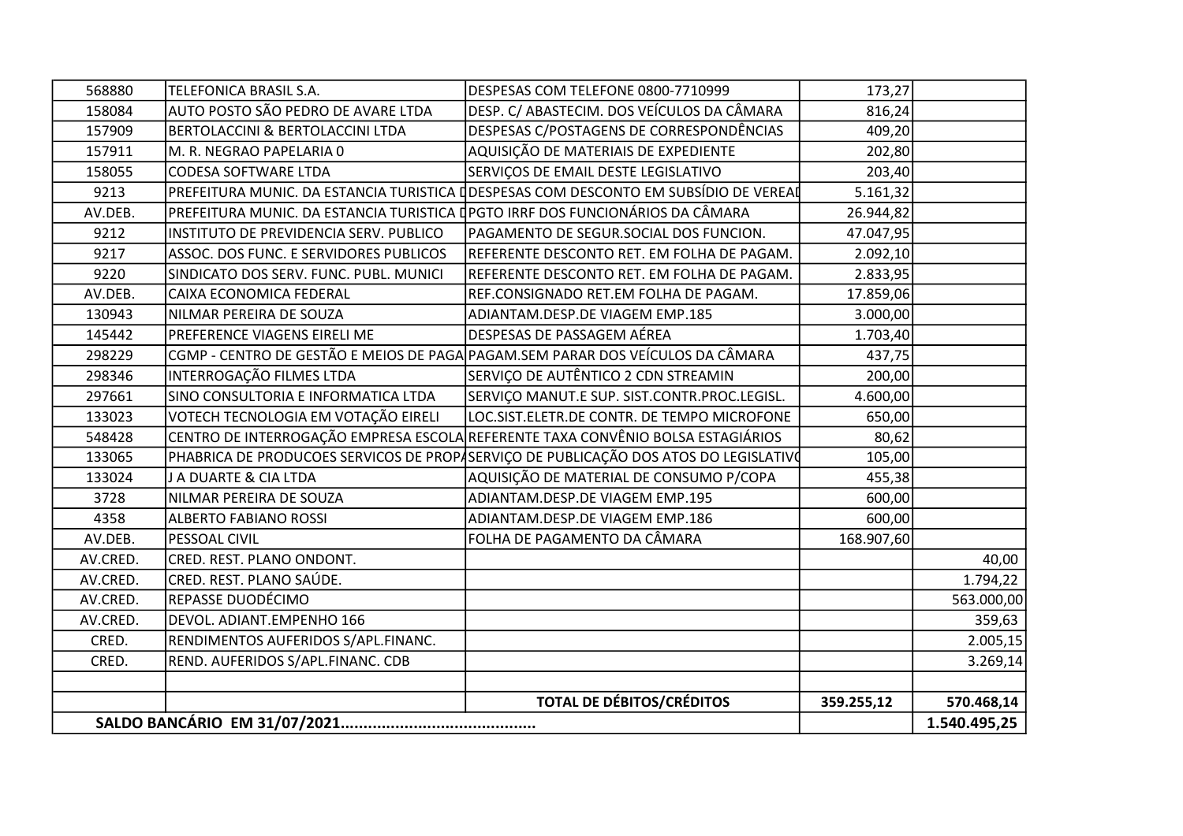| | | | | |
|---|---|---|---|---|
| 568880 | TELEFONICA BRASIL S.A. | DESPESAS COM TELEFONE 0800-7710999 | 173,27 | |
| 158084 | AUTO POSTO SÃO PEDRO DE AVARE LTDA | DESP. C/ ABASTECIM. DOS VEÍCULOS DA CÂMARA | 816,24 | |
| 157909 | BERTOLACCINI & BERTOLACCINI LTDA | DESPESAS C/POSTAGENS DE CORRESPONDÊNCIAS | 409,20 | |
| 157911 | M. R. NEGRAO PAPELARIA 0 | AQUISIÇÃO DE MATERIAIS DE EXPEDIENTE | 202,80 | |
| 158055 | CODESA SOFTWARE LTDA | SERVIÇOS DE EMAIL DESTE LEGISLATIVO | 203,40 | |
| 9213 | PREFEITURA MUNIC. DA ESTANCIA TURISTICA D | DESPESAS COM DESCONTO EM SUBSÍDIO DE VEREAD | 5.161,32 | |
| AV.DEB. | PREFEITURA MUNIC. DA ESTANCIA TURISTICA D | PGTO IRRF DOS FUNCIONÁRIOS DA CÂMARA | 26.944,82 | |
| 9212 | INSTITUTO DE PREVIDENCIA SERV. PUBLICO | PAGAMENTO DE SEGUR.SOCIAL DOS FUNCION. | 47.047,95 | |
| 9217 | ASSOC. DOS FUNC. E SERVIDORES PUBLICOS | REFERENTE DESCONTO RET. EM FOLHA DE PAGAM. | 2.092,10 | |
| 9220 | SINDICATO DOS SERV. FUNC. PUBL. MUNICI | REFERENTE DESCONTO RET. EM FOLHA DE PAGAM. | 2.833,95 | |
| AV.DEB. | CAIXA ECONOMICA FEDERAL | REF.CONSIGNADO RET.EM FOLHA DE PAGAM. | 17.859,06 | |
| 130943 | NILMAR PEREIRA DE SOUZA | ADIANTAM.DESP.DE VIAGEM EMP.185 | 3.000,00 | |
| 145442 | PREFERENCE VIAGENS EIRELI ME | DESPESAS DE PASSAGEM AÉREA | 1.703,40 | |
| 298229 | CGMP - CENTRO DE GESTÃO E MEIOS DE PAGA | PAGAM.SEM PARAR DOS VEÍCULOS DA CÂMARA | 437,75 | |
| 298346 | INTERROGAÇÃO FILMES LTDA | SERVIÇO DE AUTÊNTICO 2 CDN STREAMIN | 200,00 | |
| 297661 | SINO CONSULTORIA E INFORMATICA LTDA | SERVIÇO MANUT.E SUP. SIST.CONTR.PROC.LEGISL. | 4.600,00 | |
| 133023 | VOTECH TECNOLOGIA EM VOTAÇÃO EIRELI | LOC.SIST.ELETR.DE CONTR. DE TEMPO MICROFONE | 650,00 | |
| 548428 | CENTRO DE INTERROGAÇÃO EMPRESA ESCOLA | REFERENTE TAXA CONVÊNIO BOLSA ESTAGIÁRIOS | 80,62 | |
| 133065 | PHABRICA DE PRODUCOES SERVICOS DE PROPA | SERVIÇO DE PUBLICAÇÃO DOS ATOS DO LEGISLATIVO | 105,00 | |
| 133024 | J A DUARTE & CIA LTDA | AQUISIÇÃO DE MATERIAL DE CONSUMO P/COPA | 455,38 | |
| 3728 | NILMAR PEREIRA DE SOUZA | ADIANTAM.DESP.DE VIAGEM EMP.195 | 600,00 | |
| 4358 | ALBERTO FABIANO ROSSI | ADIANTAM.DESP.DE VIAGEM EMP.186 | 600,00 | |
| AV.DEB. | PESSOAL CIVIL | FOLHA DE PAGAMENTO DA CÂMARA | 168.907,60 | |
| AV.CRED. | CRED. REST. PLANO ONDONT. | | | 40,00 |
| AV.CRED. | CRED. REST. PLANO SAÚDE. | | | 1.794,22 |
| AV.CRED. | REPASSE DUODÉCIMO | | | 563.000,00 |
| AV.CRED. | DEVOL. ADIANT.EMPENHO 166 | | | 359,63 |
| CRED. | RENDIMENTOS AUFERIDOS S/APL.FINANC. | | | 2.005,15 |
| CRED. | REND. AUFERIDOS S/APL.FINANC. CDB | | | 3.269,14 |
| | | | | |
| | | **TOTAL DE DÉBITOS/CRÉDITOS** | **359.255,12** | **570.468,14** |
| **SALDO BANCÁRIO EM 31/07/2021..........................................** | | | | **1.540.495,25** |